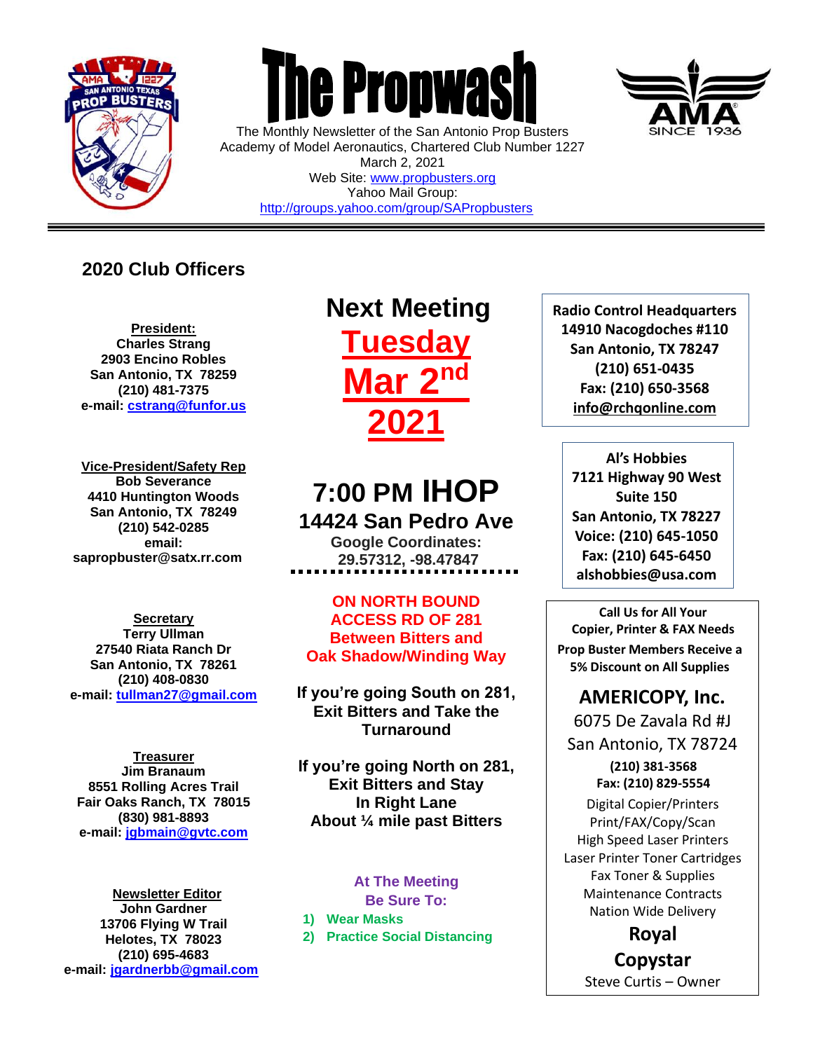# The Propwash

The Monthly Newsletter of the San Antonio Prop Busters
Academy of Model Aeronautics, Chartered Club Number 1227
March 2, 2021
Web Site: www.propbusters.org
Yahoo Mail Group:
http://groups.yahoo.com/group/SAPropbusters

## 2020 Club Officers

**President:**
**Charles Strang**
**2903 Encino Robles**
**San Antonio, TX 78259**
**(210) 481-7375**
**e-mail: cstrang@funfor.us**

**Vice-President/Safety Rep**
**Bob Severance**
**4410 Huntington Woods**
**San Antonio, TX 78249**
**(210) 542-0285**
**email:**
**sapropbuster@satx.rr.com**

**Secretary**
**Terry Ullman**
**27540 Riata Ranch Dr**
**San Antonio, TX 78261**
**(210) 408-0830**
**e-mail: tullman27@gmail.com**

**Treasurer**
**Jim Branaum**
**8551 Rolling Acres Trail**
**Fair Oaks Ranch, TX 78015**
**(830) 981-8893**
**e-mail: jgbmain@gvtc.com**

**Newsletter Editor**
**John Gardner**
**13706 Flying W Trail**
**Helotes, TX 78023**
**(210) 695-4683**
**e-mail: jgardnerbb@gmail.com**

## Next Meeting

## Tuesday Mar 2nd 2021

## 7:00 PM IHOP

### 14424 San Pedro Ave

**Google Coordinates:**
**29.57312, -98.47847**

**ON NORTH BOUND ACCESS RD OF 281 Between Bitters and Oak Shadow/Winding Way**

**If you're going South on 281, Exit Bitters and Take the Turnaround**

**If you're going North on 281, Exit Bitters and Stay In Right Lane About ¼ mile past Bitters**

**At The Meeting Be Sure To:**

1) **Wear Masks**
2) **Practice Social Distancing**

---

**Radio Control Headquarters**
**14910 Nacogdoches #110**
**San Antonio, TX 78247**
**(210) 651-0435**
**Fax: (210) 650-3568**
**info@rchqonline.com**

---

**Al's Hobbies**
**7121 Highway 90 West**
**Suite 150**
**San Antonio, TX 78227**
**Voice: (210) 645-1050**
**Fax: (210) 645-6450**
**alshobbies@usa.com**

---

**Call Us for All Your Copier, Printer & FAX Needs**
**Prop Buster Members Receive a 5% Discount on All Supplies**

**AMERICOPY, Inc.**
6075 De Zavala Rd #J
San Antonio, TX 78724
**(210) 381-3568**
**Fax: (210) 829-5554**
Digital Copier/Printers
Print/FAX/Copy/Scan
High Speed Laser Printers
Laser Printer Toner Cartridges
Fax Toner & Supplies
Maintenance Contracts
Nation Wide Delivery

**Royal Copystar**
Steve Curtis – Owner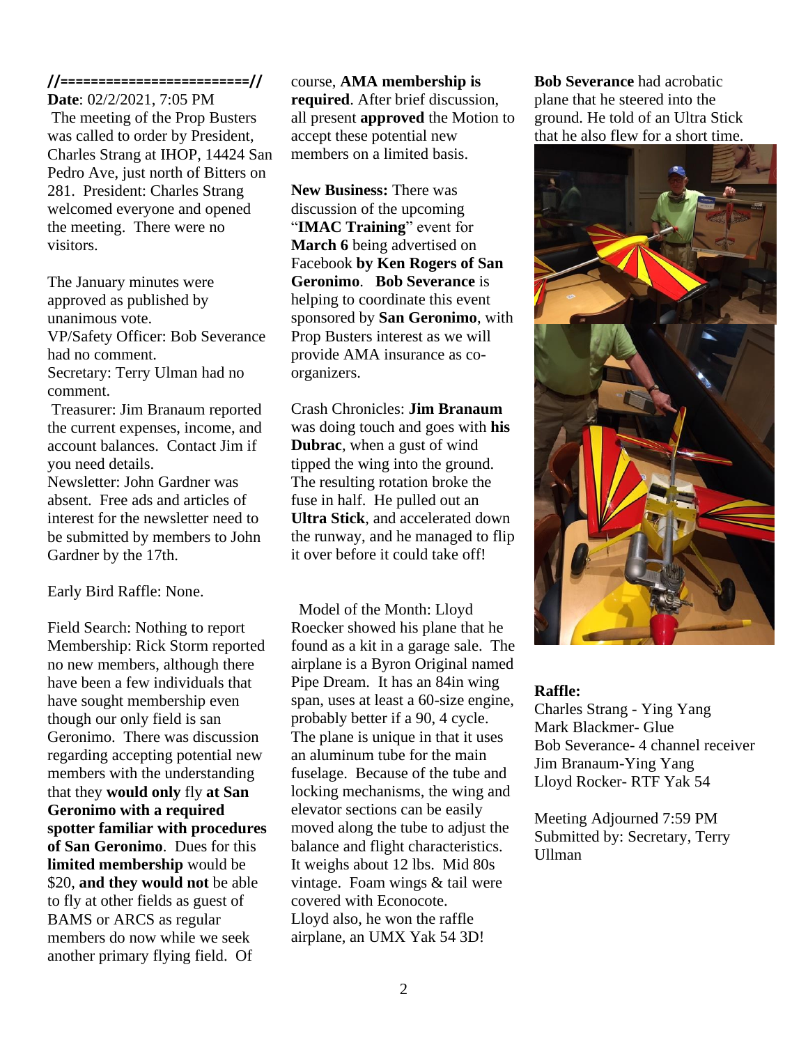//=========================//

**Date**: 02/2/2021, 7:05 PM

The meeting of the Prop Busters was called to order by President, Charles Strang at IHOP, 14424 San Pedro Ave, just north of Bitters on 281. President: Charles Strang welcomed everyone and opened the meeting. There were no visitors.

The January minutes were approved as published by unanimous vote.

VP/Safety Officer: Bob Severance had no comment.

Secretary: Terry Ulman had no comment.

Treasurer: Jim Branaum reported the current expenses, income, and account balances. Contact Jim if you need details.

Newsletter: John Gardner was absent. Free ads and articles of interest for the newsletter need to be submitted by members to John Gardner by the 17th.

Early Bird Raffle: None.

Field Search: Nothing to report

Membership: Rick Storm reported no new members, although there have been a few individuals that have sought membership even though our only field is san Geronimo. There was discussion regarding accepting potential new members with the understanding that they **would only** fly **at San Geronimo with a required spotter familiar with procedures of San Geronimo**. Dues for this **limited membership** would be $20, **and they would not** be able to fly at other fields as guest of BAMS or ARCS as regular members do now while we seek another primary flying field. Of course, **AMA membership is required**. After brief discussion, all present **approved** the Motion to accept these potential new members on a limited basis.

**New Business:** There was discussion of the upcoming "**IMAC Training**" event for **March 6** being advertised on Facebook **by Ken Rogers of San Geronimo**. **Bob Severance** is helping to coordinate this event sponsored by **San Geronimo**, with Prop Busters interest as we will provide AMA insurance as co-organizers.

Crash Chronicles: **Jim Branaum** was doing touch and goes with **his Dubrac**, when a gust of wind tipped the wing into the ground. The resulting rotation broke the fuse in half. He pulled out an **Ultra Stick**, and accelerated down the runway, and he managed to flip it over before it could take off!

Model of the Month: Lloyd Roecker showed his plane that he found as a kit in a garage sale. The airplane is a Byron Original named Pipe Dream. It has an 84in wing span, uses at least a 60-size engine, probably better if a 90, 4 cycle. The plane is unique in that it uses an aluminum tube for the main fuselage. Because of the tube and locking mechanisms, the wing and elevator sections can be easily moved along the tube to adjust the balance and flight characteristics. It weighs about 12 lbs. Mid 80s vintage. Foam wings & tail were covered with Econocote.

Lloyd also, he won the raffle airplane, an UMX Yak 54 3D!

**Bob Severance** had acrobatic plane that he steered into the ground. He told of an Ultra Stick that he also flew for a short time.

**Raffle:**

Charles Strang - Ying Yang
Mark Blackmer- Glue
Bob Severance- 4 channel receiver
Jim Branaum-Ying Yang
Lloyd Rocker- RTF Yak 54

Meeting Adjourned 7:59 PM
Submitted by: Secretary, Terry Ullman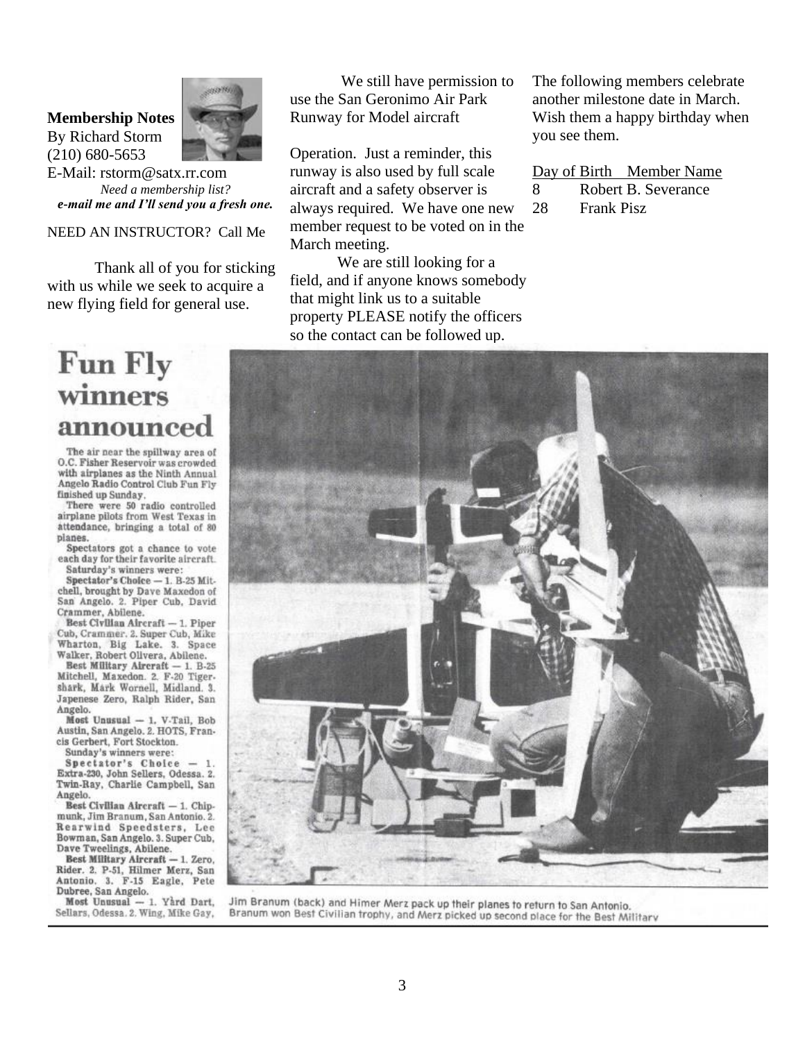**Membership Notes**
By Richard Storm
(210) 680-5653
E-Mail: rstorm@satx.rr.com

*Need a membership list?*
***e-mail me and I'll send you a fresh one.***

NEED AN INSTRUCTOR? Call Me

Thank all of you for sticking with us while we seek to acquire a new flying field for general use.

We still have permission to use the San Geronimo Air Park Runway for Model aircraft

Operation. Just a reminder, this runway is also used by full scale aircraft and a safety observer is always required. We have one new member request to be voted on in the March meeting.

We are still looking for a field, and if anyone knows somebody that might link us to a suitable property PLEASE notify the officers so the contact can be followed up.

The following members celebrate another milestone date in March. Wish them a happy birthday when you see them.

| Day of Birth | Member Name |
|---|---|
| 8 | Robert B. Severance |
| 28 | Frank Pisz |

# Fun Fly winners announced

The air near the spillway area of O.C. Fisher Reservoir was crowded with airplanes as the Ninth Annual Angelo Radio Control Club Fun Fly finished up Sunday.

There were 50 radio controlled airplane pilots from West Texas in attendance, bringing a total of 80 planes.

Spectators got a chance to vote each day for their favorite aircraft.

Saturday's winners were:

**Spectator's Choice** — 1. B-25 Mitchell, brought by Dave Maxedon of San Angelo. 2. Piper Cub, David Crammer, Abilene.

**Best Civilian Aircraft** — 1. Piper Cub, Crammer. 2. Super Cub, Mike Wharton, Big Lake. 3. Space Walker, Robert Olivera, Abilene.

**Best Military Aircraft** — 1. B-25 Mitchell, Maxedon. 2. F-20 Tigershark, Mark Wornell, Midland. 3. Japenese Zero, Ralph Rider, San Angelo.

**Most Unusual** — 1. V-Tail, Bob Austin, San Angelo. 2. HOTS, Francis Gerbert, Fort Stockton.

Sunday's winners were:

**Spectator's Choice** — 1. Extra-230, John Sellers, Odessa. 2. Twin-Ray, Charlie Campbell, San Angelo.

**Best Civilian Aircraft** — 1. Chipmunk, Jim Branum, San Antonio. 2. Rearwind Speedsters, Lee Bowman, San Angelo. 3. Super Cub, Dave Tweelings, Abilene.

**Best Military Aircraft** — 1. Zero, Rider. 2. P-51, Hilmer Merz, San Antonio. 3. F-15 Eagle, Pete Dubree, San Angelo.

**Most Unusual** — 1. Yard Dart, Sellars, Odessa. 2. Wing, Mike Gay,

Jim Branum (back) and Himer Merz pack up their planes to return to San Antonio. Branum won Best Civilian trophy, and Merz picked up second place for the Best Military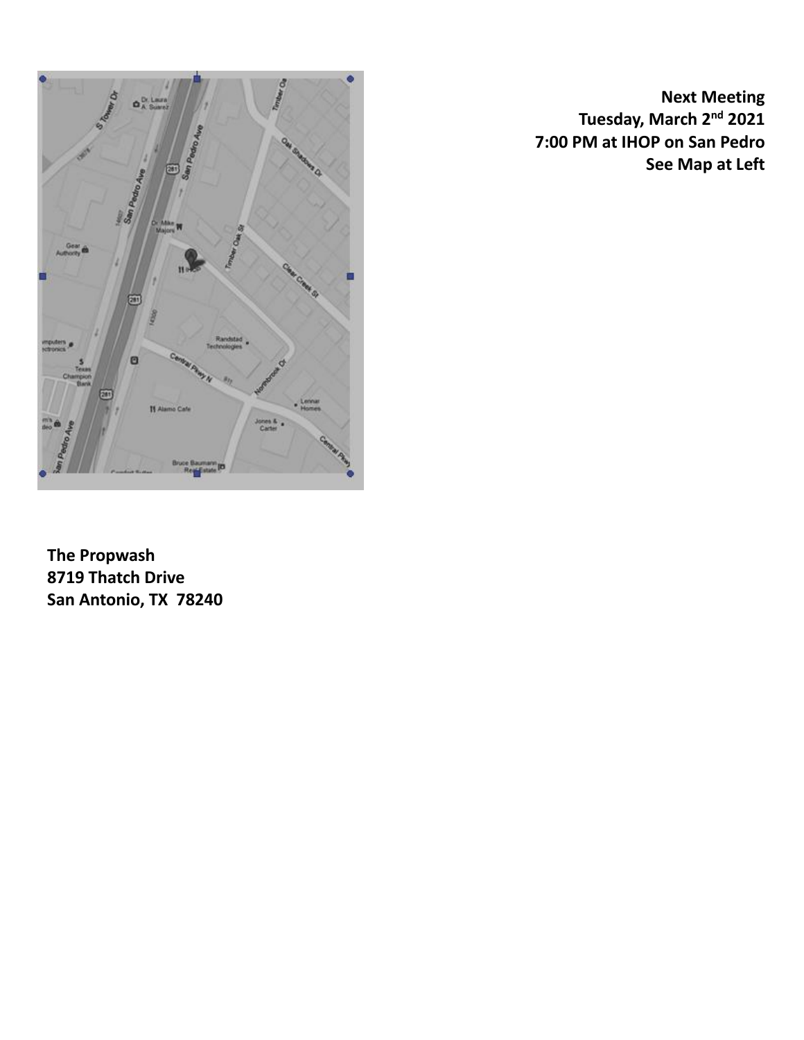**Next Meeting**
**Tuesday, March 2nd 2021**
**7:00 PM at IHOP on San Pedro**
**See Map at Left**

**The Propwash**
**8719 Thatch Drive**
**San Antonio, TX  78240**